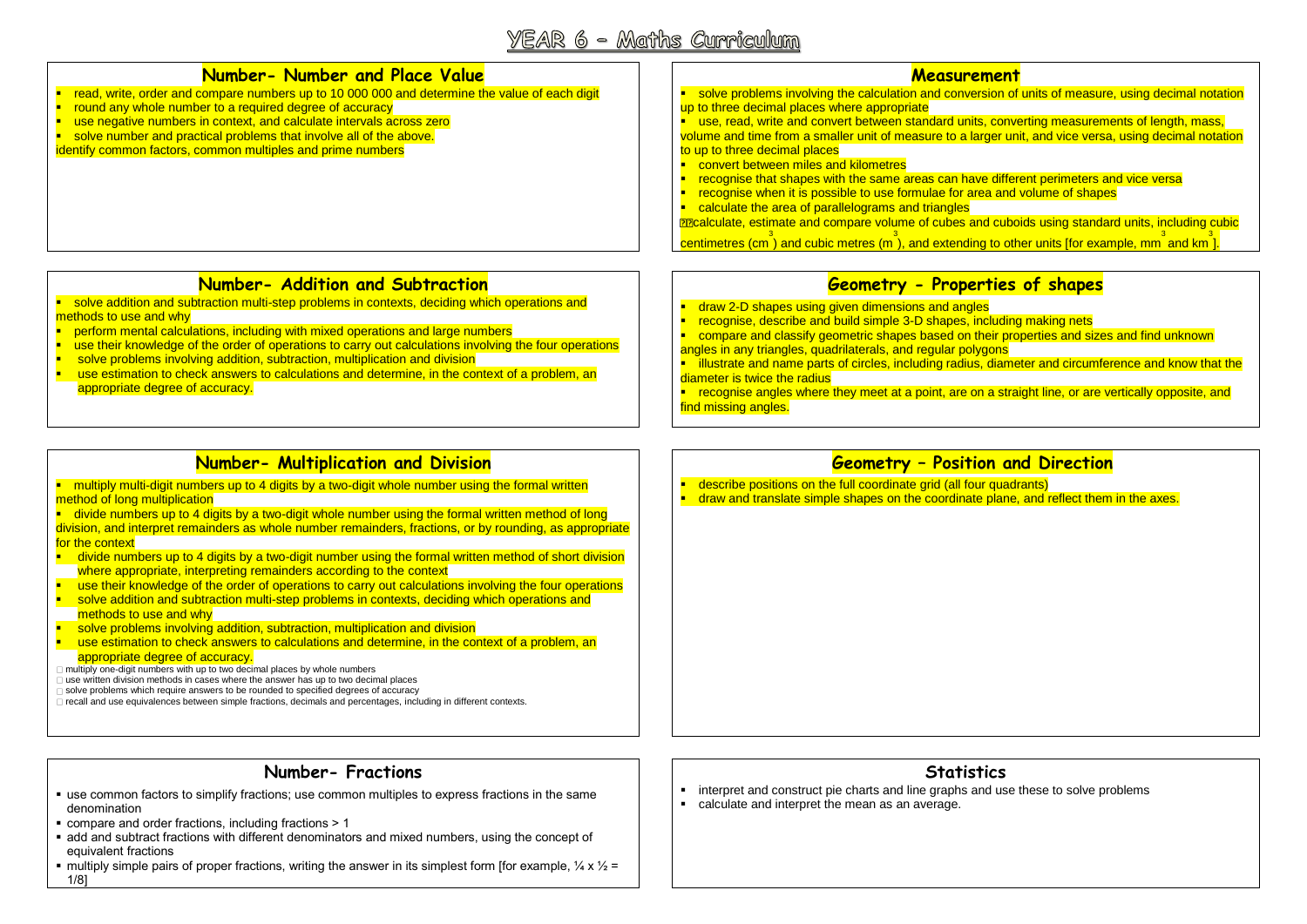# YEAR 6 – Maths Curriculum

## Number- Number and Place Value

- read, write, order and compare numbers up to 10 000 000 and determine the value of each digit
- round any whole number to a required degree of accuracy
- use negative numbers in context, and calculate intervals across zero
- solve number and practical problems that involve all of the above.

identify common factors, common multiples and prime numbers

## Number- Addition and Subtraction

- solve addition and subtraction multi-step problems in contexts, deciding which operations and methods to use and why
- perform mental calculations, including with mixed operations and large numbers
- use their knowledge of the order of operations to carry out calculations involving the four operations
- solve problems involving addition, subtraction, multiplication and division
- use estimation to check answers to calculations and determine, in the context of a problem, an appropriate degree of accuracy.

## Number- Multiplication and Division

- multiply multi-digit numbers up to 4 digits by a two-digit whole number using the formal written method of long multiplication
- divide numbers up to 4 digits by a two-digit whole number using the formal written method of long division, and interpret remainders as whole number remainders, fractions, or by rounding, as appropriate for the context
- divide numbers up to 4 digits by a two-digit number using the formal written method of short division where appropriate, interpreting remainders according to the context
- use their knowledge of the order of operations to carry out calculations involving the four operations
- solve addition and subtraction multi-step problems in contexts, deciding which operations and methods to use and why
- solve problems involving addition, subtraction, multiplication and division
- use estimation to check answers to calculations and determine, in the context of a problem, an appropriate degree of accuracy.
- multiply one-digit numbers with up to two decimal places by whole numbers
- use written division methods in cases where the answer has up to two decimal places
- solve problems which require answers to be rounded to specified degrees of accuracy
- recall and use equivalences between simple fractions, decimals and percentages, including in different contexts.

## Number- Fractions

- use common factors to simplify fractions; use common multiples to express fractions in the same denomination
- compare and order fractions, including fractions > 1
- add and subtract fractions with different denominators and mixed numbers, using the concept of equivalent fractions
- multiply simple pairs of proper fractions, writing the answer in its simplest form [for example, $\frac{1}{4} \times \frac{1}{2} = \frac{1}{8}$]

## Measurement

- solve problems involving the calculation and conversion of units of measure, using decimal notation up to three decimal places where appropriate
- use, read, write and convert between standard units, converting measurements of length, mass, volume and time from a smaller unit of measure to a larger unit, and vice versa, using decimal notation to up to three decimal places
- convert between miles and kilometres
- recognise that shapes with the same areas can have different perimeters and vice versa
- recognise when it is possible to use formulae for area and volume of shapes
- calculate the area of parallelograms and triangles
- calculate, estimate and compare volume of cubes and cuboids using standard units, including cubic centimetres ($cm^3$) and cubic metres ($m^3$), and extending to other units [for example, $mm^3$ and $km^3$].

## Geometry - Properties of shapes

- draw 2-D shapes using given dimensions and angles
- recognise, describe and build simple 3-D shapes, including making nets
- compare and classify geometric shapes based on their properties and sizes and find unknown angles in any triangles, quadrilaterals, and regular polygons
- illustrate and name parts of circles, including radius, diameter and circumference and know that the diameter is twice the radius
- recognise angles where they meet at a point, are on a straight line, or are vertically opposite, and find missing angles.

## Geometry – Position and Direction

- describe positions on the full coordinate grid (all four quadrants)
- draw and translate simple shapes on the coordinate plane, and reflect them in the axes.

## Statistics

- interpret and construct pie charts and line graphs and use these to solve problems
- calculate and interpret the mean as an average.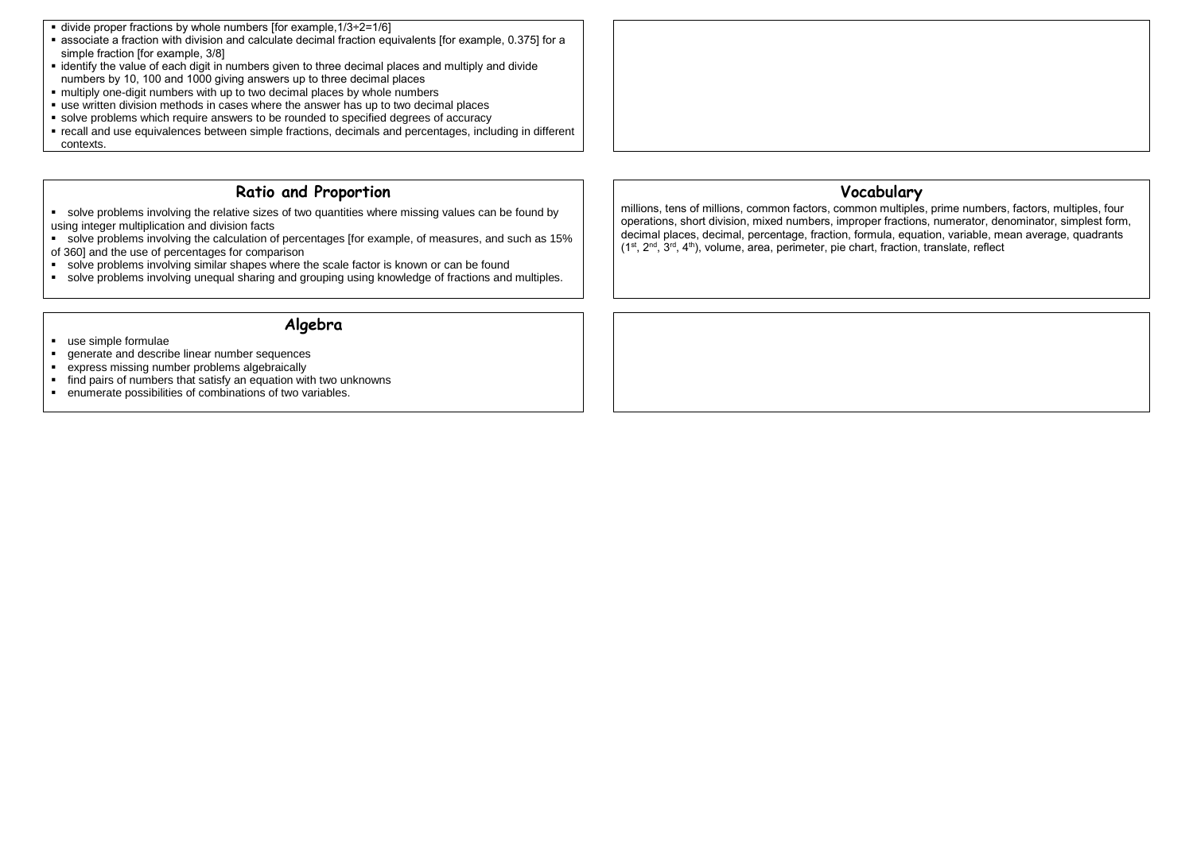- divide proper fractions by whole numbers [for example, $1/3 \div 2 = 1/6$]
- associate a fraction with division and calculate decimal fraction equivalents [for example, 0.375] for a simple fraction [for example, 3/8]
- identify the value of each digit in numbers given to three decimal places and multiply and divide numbers by 10, 100 and 1000 giving answers up to three decimal places
- multiply one-digit numbers with up to two decimal places by whole numbers
- use written division methods in cases where the answer has up to two decimal places
- solve problems which require answers to be rounded to specified degrees of accuracy
- recall and use equivalences between simple fractions, decimals and percentages, including in different contexts.

## Ratio and Proportion

- solve problems involving the relative sizes of two quantities where missing values can be found by using integer multiplication and division facts
- solve problems involving the calculation of percentages [for example, of measures, and such as 15% of 360] and the use of percentages for comparison
- solve problems involving similar shapes where the scale factor is known or can be found
- solve problems involving unequal sharing and grouping using knowledge of fractions and multiples.

## Algebra

- use simple formulae
- generate and describe linear number sequences
- express missing number problems algebraically
- find pairs of numbers that satisfy an equation with two unknowns
- enumerate possibilities of combinations of two variables.

## Vocabulary

millions, tens of millions, common factors, common multiples, prime numbers, factors, multiples, four operations, short division, mixed numbers, improper fractions, numerator, denominator, simplest form, decimal places, decimal, percentage, fraction, formula, equation, variable, mean average, quadrants (1st, 2nd, 3rd, 4th), volume, area, perimeter, pie chart, fraction, translate, reflect